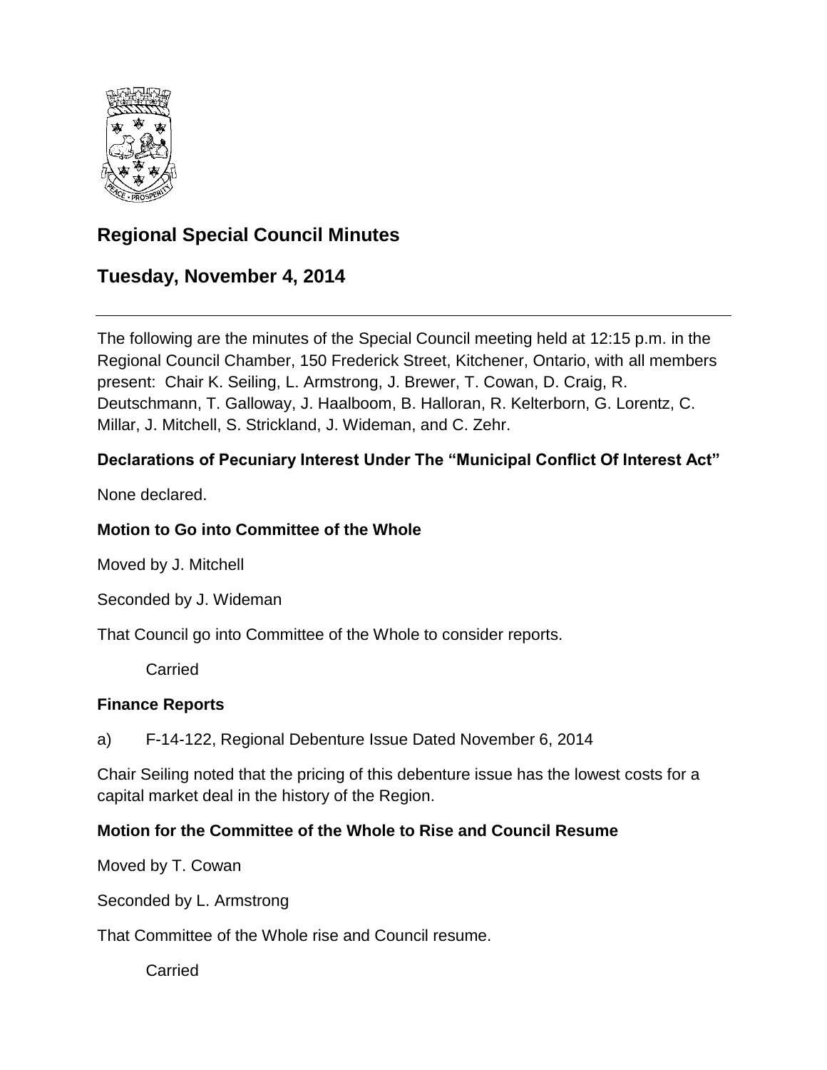# Regional Special Council Minutes

## Tuesday, November 4, 2014

---

The following are the minutes of the Special Council meeting held at 12:15 p.m. in the Regional Council Chamber, 150 Frederick Street, Kitchener, Ontario, with all members present: Chair K. Seiling, L. Armstrong, J. Brewer, T. Cowan, D. Craig, R. Deutschmann, T. Galloway, J. Haalboom, B. Halloran, R. Kelterborn, G. Lorentz, C. Millar, J. Mitchell, S. Strickland, J. Wideman, and C. Zehr.

**Declarations of Pecuniary Interest Under The "Municipal Conflict Of Interest Act"**

None declared.

**Motion to Go into Committee of the Whole**

Moved by J. Mitchell

Seconded by J. Wideman

That Council go into Committee of the Whole to consider reports.

Carried

**Finance Reports**

a) F-14-122, Regional Debenture Issue Dated November 6, 2014

Chair Seiling noted that the pricing of this debenture issue has the lowest costs for a capital market deal in the history of the Region.

**Motion for the Committee of the Whole to Rise and Council Resume**

Moved by T. Cowan

Seconded by L. Armstrong

That Committee of the Whole rise and Council resume.

Carried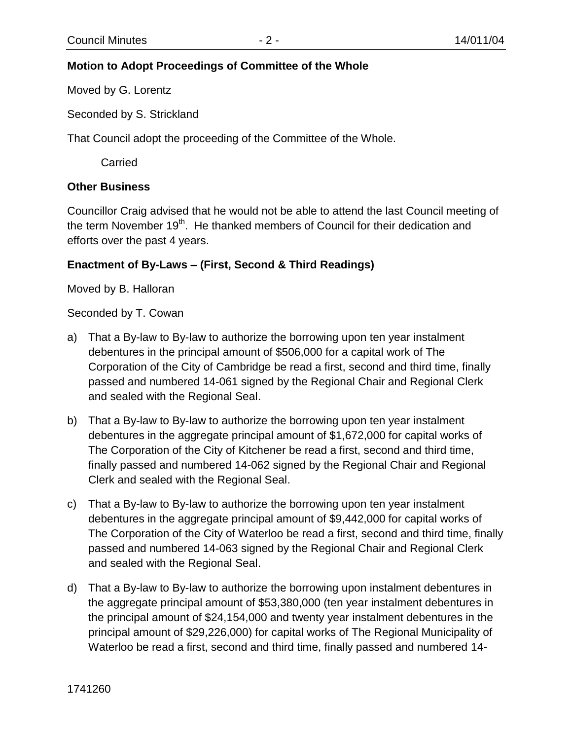**Motion to Adopt Proceedings of Committee of the Whole**

Moved by G. Lorentz

Seconded by S. Strickland

That Council adopt the proceeding of the Committee of the Whole.

Carried

**Other Business**

Councillor Craig advised that he would not be able to attend the last Council meeting of the term November 19th. He thanked members of Council for their dedication and efforts over the past 4 years.

**Enactment of By-Laws – (First, Second & Third Readings)**

Moved by B. Halloran

Seconded by T. Cowan

a) That a By-law to By-law to authorize the borrowing upon ten year instalment debentures in the principal amount of $506,000 for a capital work of The Corporation of the City of Cambridge be read a first, second and third time, finally passed and numbered 14-061 signed by the Regional Chair and Regional Clerk and sealed with the Regional Seal.

b) That a By-law to By-law to authorize the borrowing upon ten year instalment debentures in the aggregate principal amount of $1,672,000 for capital works of The Corporation of the City of Kitchener be read a first, second and third time, finally passed and numbered 14-062 signed by the Regional Chair and Regional Clerk and sealed with the Regional Seal.

c) That a By-law to By-law to authorize the borrowing upon ten year instalment debentures in the aggregate principal amount of $9,442,000 for capital works of The Corporation of the City of Waterloo be read a first, second and third time, finally passed and numbered 14-063 signed by the Regional Chair and Regional Clerk and sealed with the Regional Seal.

d) That a By-law to By-law to authorize the borrowing upon instalment debentures in the aggregate principal amount of $53,380,000 (ten year instalment debentures in the principal amount of $24,154,000 and twenty year instalment debentures in the principal amount of $29,226,000) for capital works of The Regional Municipality of Waterloo be read a first, second and third time, finally passed and numbered 14-

1741260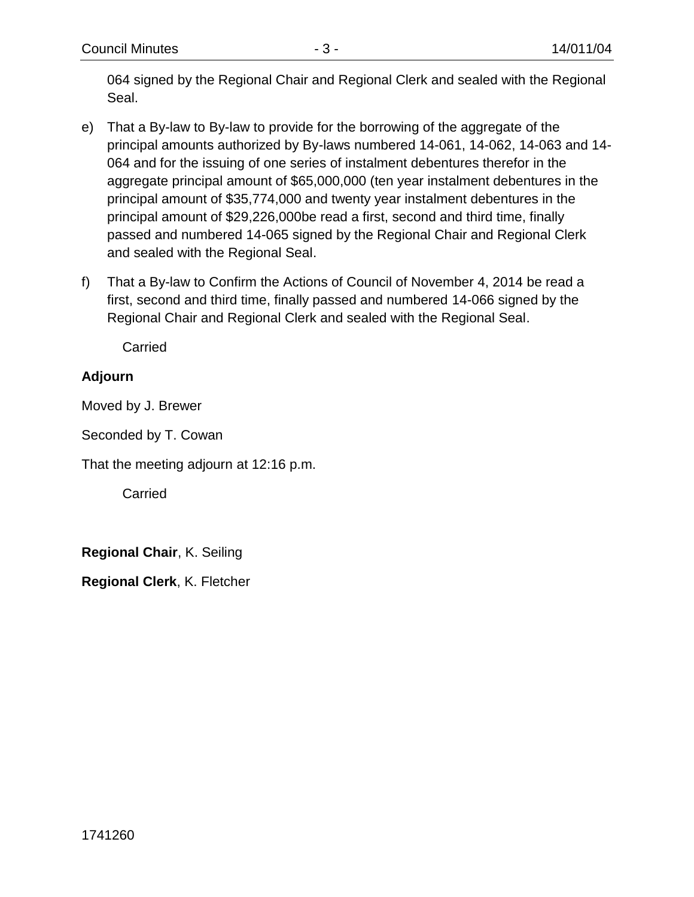064 signed by the Regional Chair and Regional Clerk and sealed with the Regional Seal.

e) That a By-law to By-law to provide for the borrowing of the aggregate of the principal amounts authorized by By-laws numbered 14-061, 14-062, 14-063 and 14-064 and for the issuing of one series of instalment debentures therefor in the aggregate principal amount of $65,000,000 (ten year instalment debentures in the principal amount of $35,774,000 and twenty year instalment debentures in the principal amount of $29,226,000be read a first, second and third time, finally passed and numbered 14-065 signed by the Regional Chair and Regional Clerk and sealed with the Regional Seal.

f) That a By-law to Confirm the Actions of Council of November 4, 2014 be read a first, second and third time, finally passed and numbered 14-066 signed by the Regional Chair and Regional Clerk and sealed with the Regional Seal.

Carried

**Adjourn**

Moved by J. Brewer

Seconded by T. Cowan

That the meeting adjourn at 12:16 p.m.

Carried

**Regional Chair**, K. Seiling

**Regional Clerk**, K. Fletcher

1741260